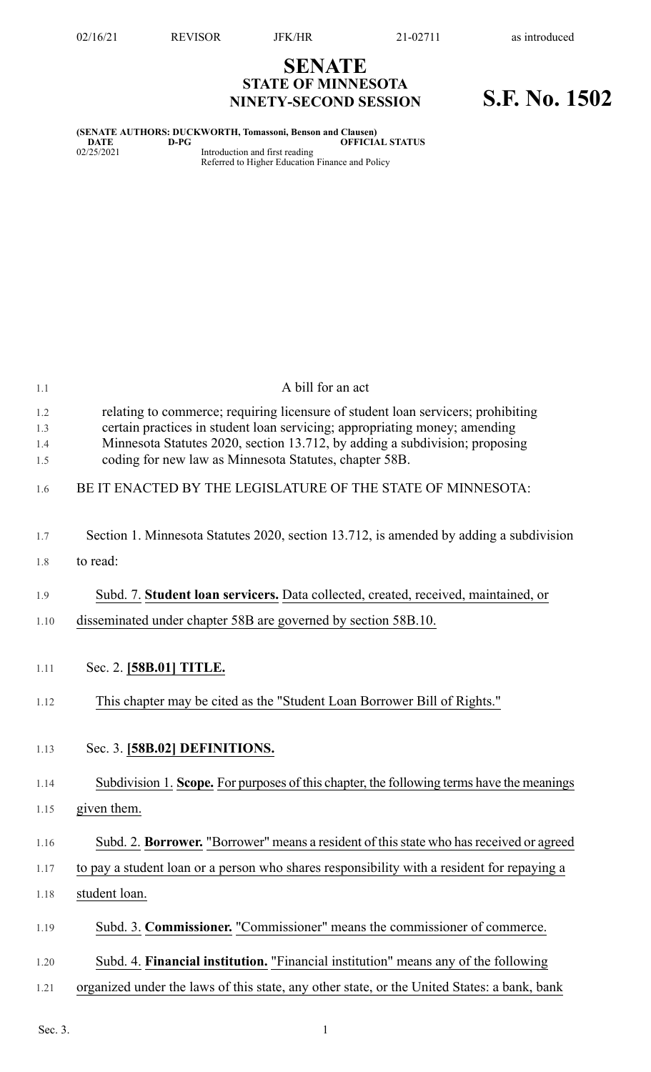# SENATE
## STATE OF MINNESOTA
## NINETY-SECOND SESSION

**S.F. No. 1502**

**(SENATE AUTHORS: DUCKWORTH, Tomassoni, Benson and Clausen)**

| DATE | D-PG | OFFICIAL STATUS |
| --- | --- | --- |
| 02/25/2021 | | Introduction and first reading<br>Referred to Higher Education Finance and Policy |

A bill for an act

relating to commerce; requiring licensure of student loan servicers; prohibiting certain practices in student loan servicing; appropriating money; amending Minnesota Statutes 2020, section 13.712, by adding a subdivision; proposing coding for new law as Minnesota Statutes, chapter 58B.

BE IT ENACTED BY THE LEGISLATURE OF THE STATE OF MINNESOTA:

Section 1. Minnesota Statutes 2020, section 13.712, is amended by adding a subdivision to read:

Subd. 7. **Student loan servicers.** Data collected, created, received, maintained, or disseminated under chapter 58B are governed by section 58B.10.

Sec. 2. **[58B.01] TITLE.**

This chapter may be cited as the "Student Loan Borrower Bill of Rights."

Sec. 3. **[58B.02] DEFINITIONS.**

Subdivision 1. **Scope.** For purposes of this chapter, the following terms have the meanings given them.

Subd. 2. **Borrower.** "Borrower" means a resident of this state who has received or agreed to pay a student loan or a person who shares responsibility with a resident for repaying a student loan.

Subd. 3. **Commissioner.** "Commissioner" means the commissioner of commerce.

Subd. 4. **Financial institution.** "Financial institution" means any of the following organized under the laws of this state, any other state, or the United States: a bank, bank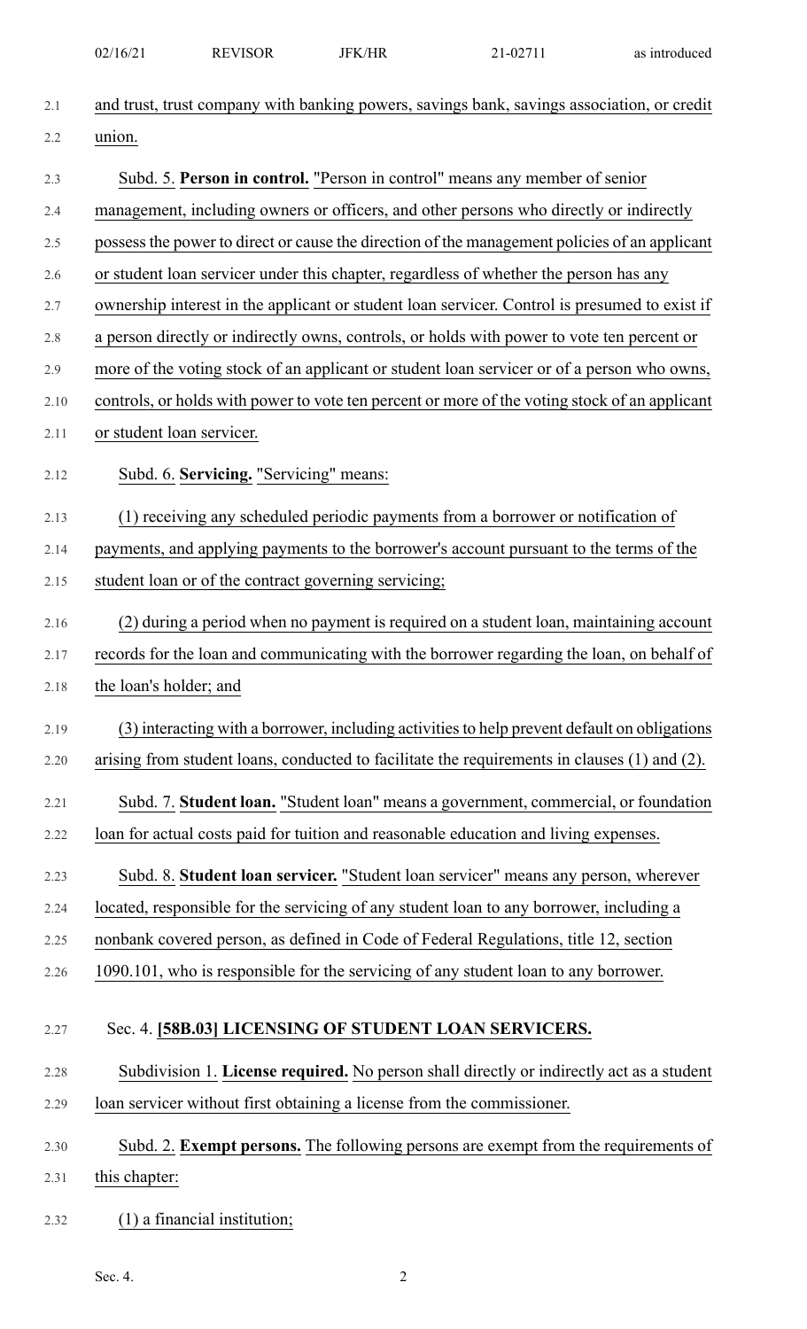and trust, trust company with banking powers, savings bank, savings association, or credit union.

Subd. 5. **Person in control.** "Person in control" means any member of senior management, including owners or officers, and other persons who directly or indirectly possess the power to direct or cause the direction of the management policies of an applicant or student loan servicer under this chapter, regardless of whether the person has any ownership interest in the applicant or student loan servicer. Control is presumed to exist if a person directly or indirectly owns, controls, or holds with power to vote ten percent or more of the voting stock of an applicant or student loan servicer or of a person who owns, controls, or holds with power to vote ten percent or more of the voting stock of an applicant or student loan servicer.

Subd. 6. **Servicing.** "Servicing" means:

(1) receiving any scheduled periodic payments from a borrower or notification of payments, and applying payments to the borrower's account pursuant to the terms of the student loan or of the contract governing servicing;

(2) during a period when no payment is required on a student loan, maintaining account records for the loan and communicating with the borrower regarding the loan, on behalf of the loan's holder; and

(3) interacting with a borrower, including activities to help prevent default on obligations arising from student loans, conducted to facilitate the requirements in clauses (1) and (2).

Subd. 7. **Student loan.** "Student loan" means a government, commercial, or foundation loan for actual costs paid for tuition and reasonable education and living expenses.

Subd. 8. **Student loan servicer.** "Student loan servicer" means any person, wherever located, responsible for the servicing of any student loan to any borrower, including a nonbank covered person, as defined in Code of Federal Regulations, title 12, section 1090.101, who is responsible for the servicing of any student loan to any borrower.

Sec. 4. **[58B.03] LICENSING OF STUDENT LOAN SERVICERS.**

Subdivision 1. **License required.** No person shall directly or indirectly act as a student loan servicer without first obtaining a license from the commissioner.

Subd. 2. **Exempt persons.** The following persons are exempt from the requirements of this chapter:

(1) a financial institution;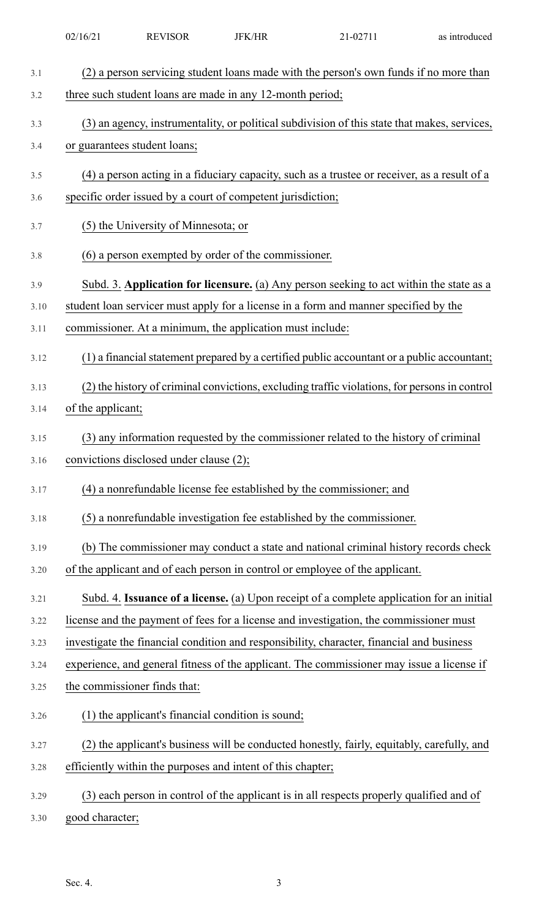(2) a person servicing student loans made with the person's own funds if no more than three such student loans are made in any 12-month period;

(3) an agency, instrumentality, or political subdivision of this state that makes, services, or guarantees student loans;

(4) a person acting in a fiduciary capacity, such as a trustee or receiver, as a result of a specific order issued by a court of competent jurisdiction;

(5) the University of Minnesota; or

(6) a person exempted by order of the commissioner.

Subd. 3. **Application for licensure.** (a) Any person seeking to act within the state as a student loan servicer must apply for a license in a form and manner specified by the commissioner. At a minimum, the application must include:

(1) a financial statement prepared by a certified public accountant or a public accountant;

(2) the history of criminal convictions, excluding traffic violations, for persons in control of the applicant;

(3) any information requested by the commissioner related to the history of criminal convictions disclosed under clause (2);

(4) a nonrefundable license fee established by the commissioner; and

(5) a nonrefundable investigation fee established by the commissioner.

(b) The commissioner may conduct a state and national criminal history records check of the applicant and of each person in control or employee of the applicant.

Subd. 4. **Issuance of a license.** (a) Upon receipt of a complete application for an initial license and the payment of fees for a license and investigation, the commissioner must investigate the financial condition and responsibility, character, financial and business experience, and general fitness of the applicant. The commissioner may issue a license if the commissioner finds that:

(1) the applicant's financial condition is sound;

(2) the applicant's business will be conducted honestly, fairly, equitably, carefully, and efficiently within the purposes and intent of this chapter;

(3) each person in control of the applicant is in all respects properly qualified and of good character;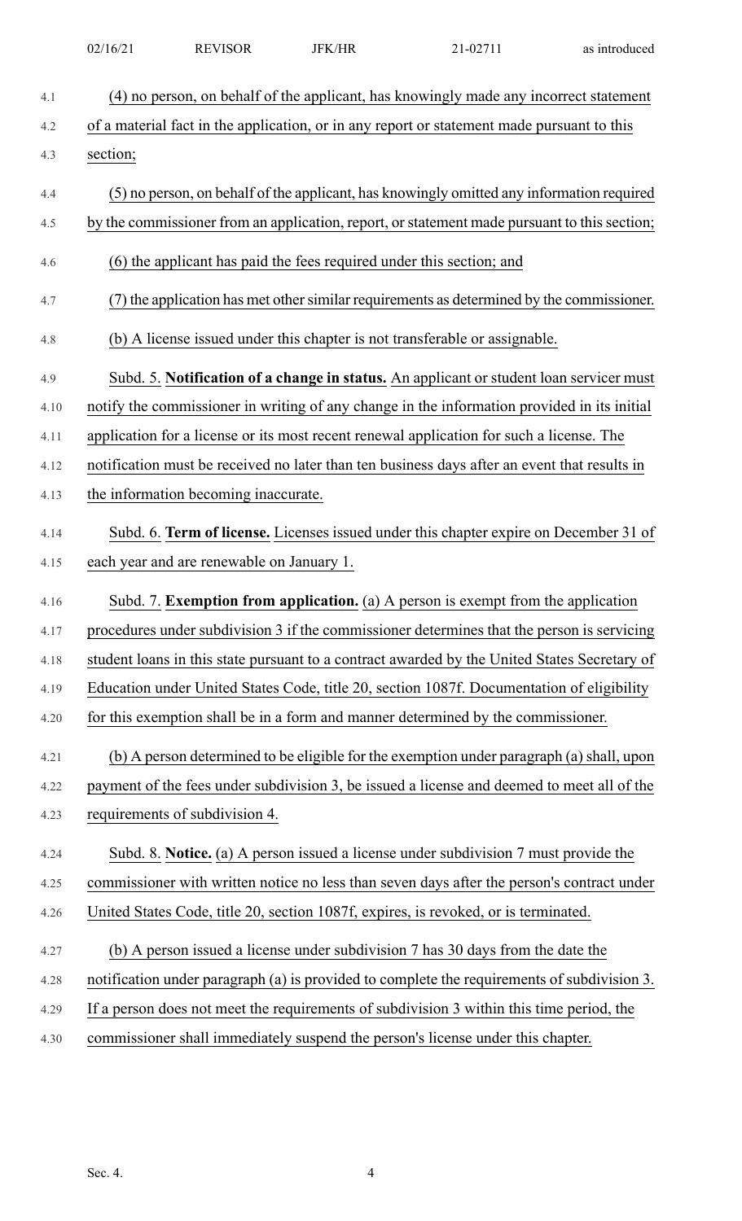(4) no person, on behalf of the applicant, has knowingly made any incorrect statement of a material fact in the application, or in any report or statement made pursuant to this section;

(5) no person, on behalf of the applicant, has knowingly omitted any information required by the commissioner from an application, report, or statement made pursuant to this section;

(6) the applicant has paid the fees required under this section; and

(7) the application has met other similar requirements as determined by the commissioner.

(b) A license issued under this chapter is not transferable or assignable.

Subd. 5. **Notification of a change in status.** An applicant or student loan servicer must notify the commissioner in writing of any change in the information provided in its initial application for a license or its most recent renewal application for such a license. The notification must be received no later than ten business days after an event that results in the information becoming inaccurate.

Subd. 6. **Term of license.** Licenses issued under this chapter expire on December 31 of each year and are renewable on January 1.

Subd. 7. **Exemption from application.** (a) A person is exempt from the application procedures under subdivision 3 if the commissioner determines that the person is servicing student loans in this state pursuant to a contract awarded by the United States Secretary of Education under United States Code, title 20, section 1087f. Documentation of eligibility for this exemption shall be in a form and manner determined by the commissioner.

(b) A person determined to be eligible for the exemption under paragraph (a) shall, upon payment of the fees under subdivision 3, be issued a license and deemed to meet all of the requirements of subdivision 4.

Subd. 8. **Notice.** (a) A person issued a license under subdivision 7 must provide the commissioner with written notice no less than seven days after the person's contract under United States Code, title 20, section 1087f, expires, is revoked, or is terminated.

(b) A person issued a license under subdivision 7 has 30 days from the date the notification under paragraph (a) is provided to complete the requirements of subdivision 3. If a person does not meet the requirements of subdivision 3 within this time period, the commissioner shall immediately suspend the person's license under this chapter.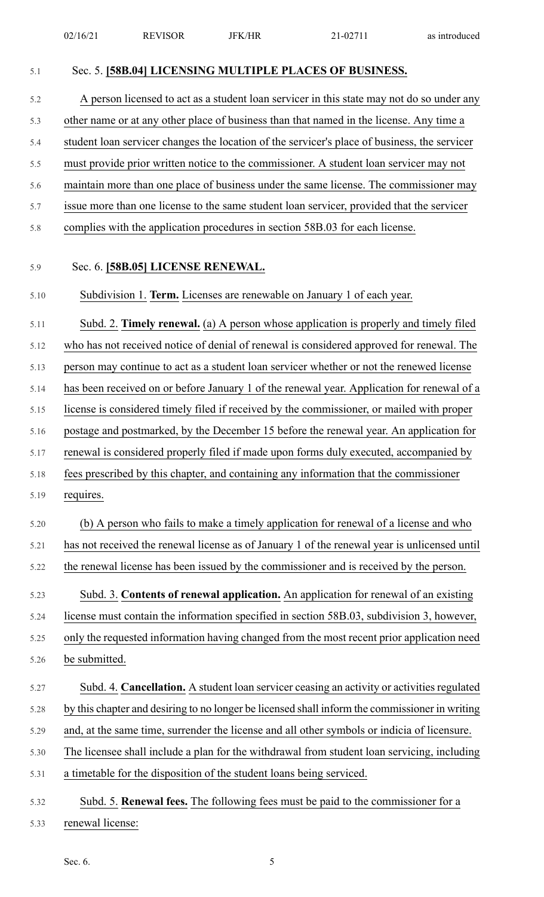Sec. 5. **[58B.04] LICENSING MULTIPLE PLACES OF BUSINESS.**

A person licensed to act as a student loan servicer in this state may not do so under any other name or at any other place of business than that named in the license. Any time a student loan servicer changes the location of the servicer's place of business, the servicer must provide prior written notice to the commissioner. A student loan servicer may not maintain more than one place of business under the same license. The commissioner may issue more than one license to the same student loan servicer, provided that the servicer complies with the application procedures in section 58B.03 for each license.

Sec. 6. **[58B.05] LICENSE RENEWAL.**

Subdivision 1. **Term.** Licenses are renewable on January 1 of each year.

Subd. 2. **Timely renewal.** (a) A person whose application is properly and timely filed who has not received notice of denial of renewal is considered approved for renewal. The person may continue to act as a student loan servicer whether or not the renewed license has been received on or before January 1 of the renewal year. Application for renewal of a license is considered timely filed if received by the commissioner, or mailed with proper postage and postmarked, by the December 15 before the renewal year. An application for renewal is considered properly filed if made upon forms duly executed, accompanied by fees prescribed by this chapter, and containing any information that the commissioner requires.

(b) A person who fails to make a timely application for renewal of a license and who has not received the renewal license as of January 1 of the renewal year is unlicensed until the renewal license has been issued by the commissioner and is received by the person.

Subd. 3. **Contents of renewal application.** An application for renewal of an existing license must contain the information specified in section 58B.03, subdivision 3, however, only the requested information having changed from the most recent prior application need be submitted.

Subd. 4. **Cancellation.** A student loan servicer ceasing an activity or activities regulated by this chapter and desiring to no longer be licensed shall inform the commissioner in writing and, at the same time, surrender the license and all other symbols or indicia of licensure. The licensee shall include a plan for the withdrawal from student loan servicing, including a timetable for the disposition of the student loans being serviced.

Subd. 5. **Renewal fees.** The following fees must be paid to the commissioner for a renewal license: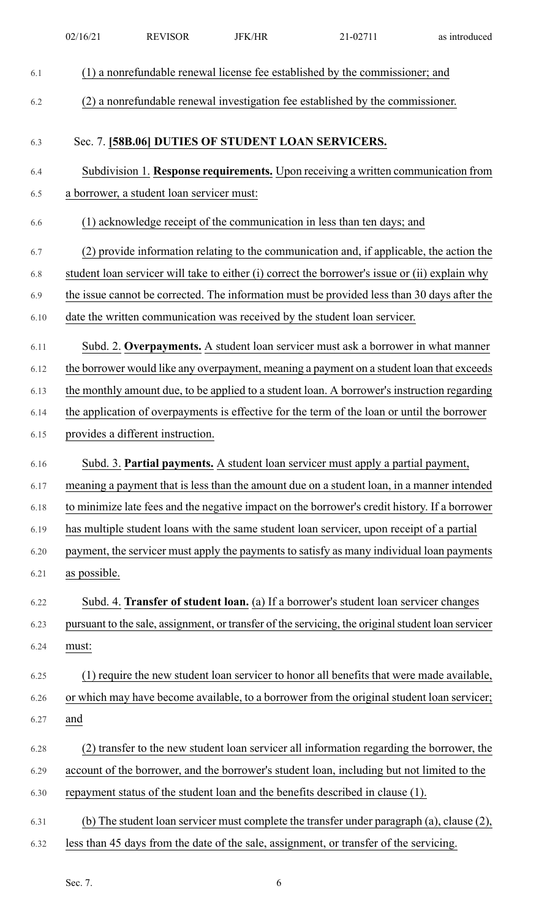(1) a nonrefundable renewal license fee established by the commissioner; and

(2) a nonrefundable renewal investigation fee established by the commissioner.

Sec. 7. **[58B.06] DUTIES OF STUDENT LOAN SERVICERS.**

Subdivision 1. **Response requirements.** Upon receiving a written communication from a borrower, a student loan servicer must:

(1) acknowledge receipt of the communication in less than ten days; and

(2) provide information relating to the communication and, if applicable, the action the student loan servicer will take to either (i) correct the borrower's issue or (ii) explain why the issue cannot be corrected. The information must be provided less than 30 days after the date the written communication was received by the student loan servicer.

Subd. 2. **Overpayments.** A student loan servicer must ask a borrower in what manner the borrower would like any overpayment, meaning a payment on a student loan that exceeds the monthly amount due, to be applied to a student loan. A borrower's instruction regarding the application of overpayments is effective for the term of the loan or until the borrower provides a different instruction.

Subd. 3. **Partial payments.** A student loan servicer must apply a partial payment, meaning a payment that is less than the amount due on a student loan, in a manner intended to minimize late fees and the negative impact on the borrower's credit history. If a borrower has multiple student loans with the same student loan servicer, upon receipt of a partial payment, the servicer must apply the payments to satisfy as many individual loan payments as possible.

Subd. 4. **Transfer of student loan.** (a) If a borrower's student loan servicer changes pursuant to the sale, assignment, or transfer of the servicing, the original student loan servicer must:

(1) require the new student loan servicer to honor all benefits that were made available, or which may have become available, to a borrower from the original student loan servicer; and

(2) transfer to the new student loan servicer all information regarding the borrower, the account of the borrower, and the borrower's student loan, including but not limited to the repayment status of the student loan and the benefits described in clause (1).

(b) The student loan servicer must complete the transfer under paragraph (a), clause (2), less than 45 days from the date of the sale, assignment, or transfer of the servicing.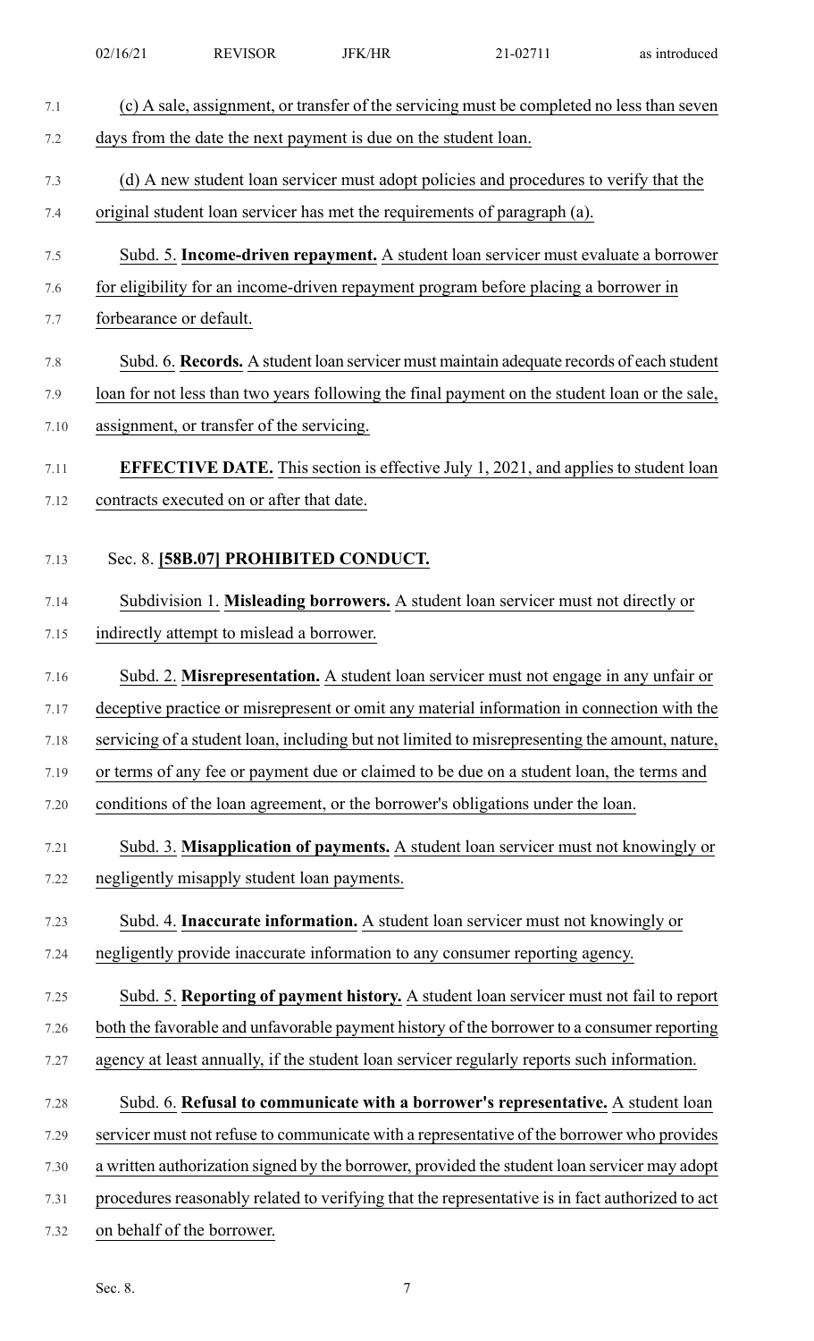(c) A sale, assignment, or transfer of the servicing must be completed no less than seven days from the date the next payment is due on the student loan.

(d) A new student loan servicer must adopt policies and procedures to verify that the original student loan servicer has met the requirements of paragraph (a).

Subd. 5. **Income-driven repayment.** A student loan servicer must evaluate a borrower for eligibility for an income-driven repayment program before placing a borrower in forbearance or default.

Subd. 6. **Records.** A student loan servicer must maintain adequate records of each student loan for not less than two years following the final payment on the student loan or the sale, assignment, or transfer of the servicing.

**EFFECTIVE DATE.** This section is effective July 1, 2021, and applies to student loan contracts executed on or after that date.

Sec. 8. **[58B.07] PROHIBITED CONDUCT.**

Subdivision 1. **Misleading borrowers.** A student loan servicer must not directly or indirectly attempt to mislead a borrower.

Subd. 2. **Misrepresentation.** A student loan servicer must not engage in any unfair or deceptive practice or misrepresent or omit any material information in connection with the servicing of a student loan, including but not limited to misrepresenting the amount, nature, or terms of any fee or payment due or claimed to be due on a student loan, the terms and conditions of the loan agreement, or the borrower's obligations under the loan.

Subd. 3. **Misapplication of payments.** A student loan servicer must not knowingly or negligently misapply student loan payments.

Subd. 4. **Inaccurate information.** A student loan servicer must not knowingly or negligently provide inaccurate information to any consumer reporting agency.

Subd. 5. **Reporting of payment history.** A student loan servicer must not fail to report both the favorable and unfavorable payment history of the borrower to a consumer reporting agency at least annually, if the student loan servicer regularly reports such information.

Subd. 6. **Refusal to communicate with a borrower's representative.** A student loan servicer must not refuse to communicate with a representative of the borrower who provides a written authorization signed by the borrower, provided the student loan servicer may adopt procedures reasonably related to verifying that the representative is in fact authorized to act on behalf of the borrower.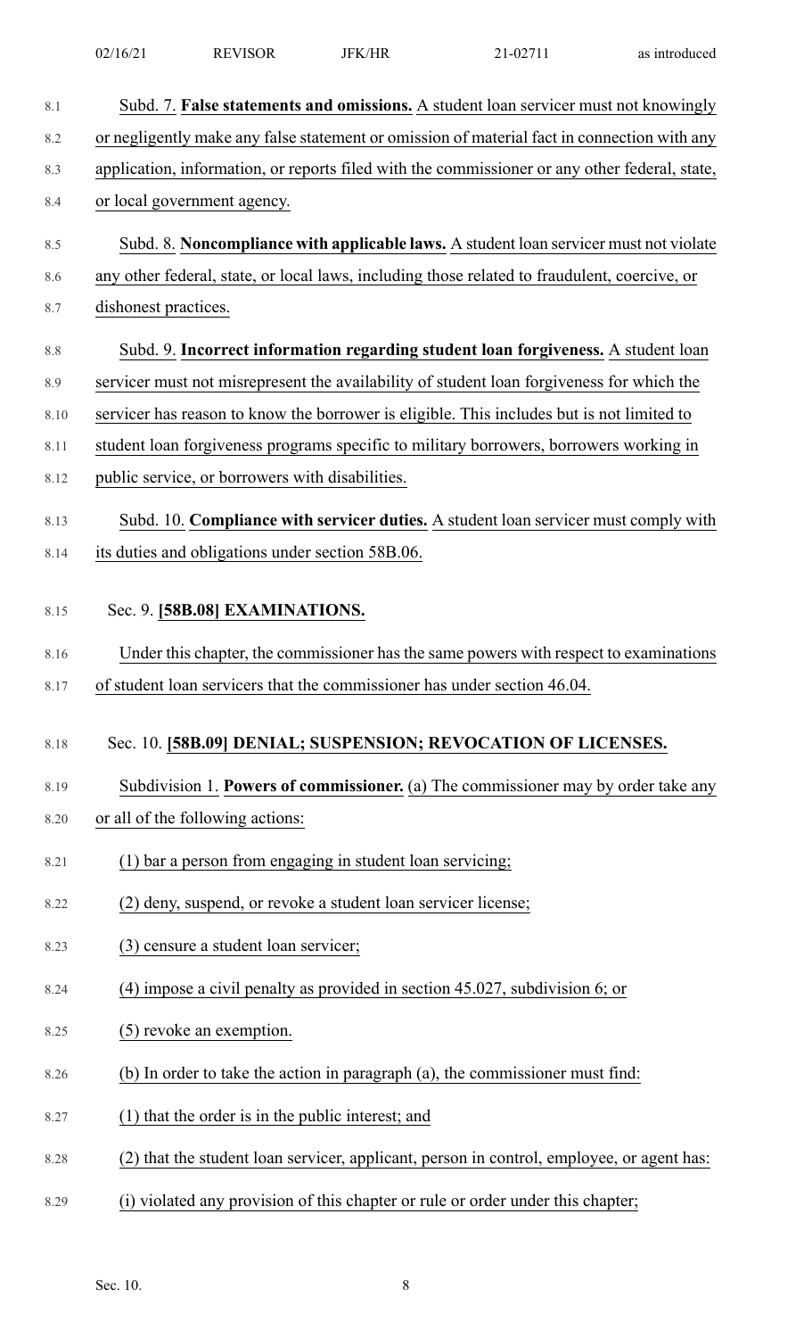Subd. 7. **False statements and omissions.** A student loan servicer must not knowingly or negligently make any false statement or omission of material fact in connection with any application, information, or reports filed with the commissioner or any other federal, state, or local government agency.

Subd. 8. **Noncompliance with applicable laws.** A student loan servicer must not violate any other federal, state, or local laws, including those related to fraudulent, coercive, or dishonest practices.

Subd. 9. **Incorrect information regarding student loan forgiveness.** A student loan servicer must not misrepresent the availability of student loan forgiveness for which the servicer has reason to know the borrower is eligible. This includes but is not limited to student loan forgiveness programs specific to military borrowers, borrowers working in public service, or borrowers with disabilities.

Subd. 10. **Compliance with servicer duties.** A student loan servicer must comply with its duties and obligations under section 58B.06.

Sec. 9. **[58B.08] EXAMINATIONS.**

Under this chapter, the commissioner has the same powers with respect to examinations of student loan servicers that the commissioner has under section 46.04.

Sec. 10. **[58B.09] DENIAL; SUSPENSION; REVOCATION OF LICENSES.**

Subdivision 1. **Powers of commissioner.** (a) The commissioner may by order take any or all of the following actions:

(1) bar a person from engaging in student loan servicing;

(2) deny, suspend, or revoke a student loan servicer license;

(3) censure a student loan servicer;

(4) impose a civil penalty as provided in section 45.027, subdivision 6; or

(5) revoke an exemption.

(b) In order to take the action in paragraph (a), the commissioner must find:

(1) that the order is in the public interest; and

(2) that the student loan servicer, applicant, person in control, employee, or agent has:

(i) violated any provision of this chapter or rule or order under this chapter;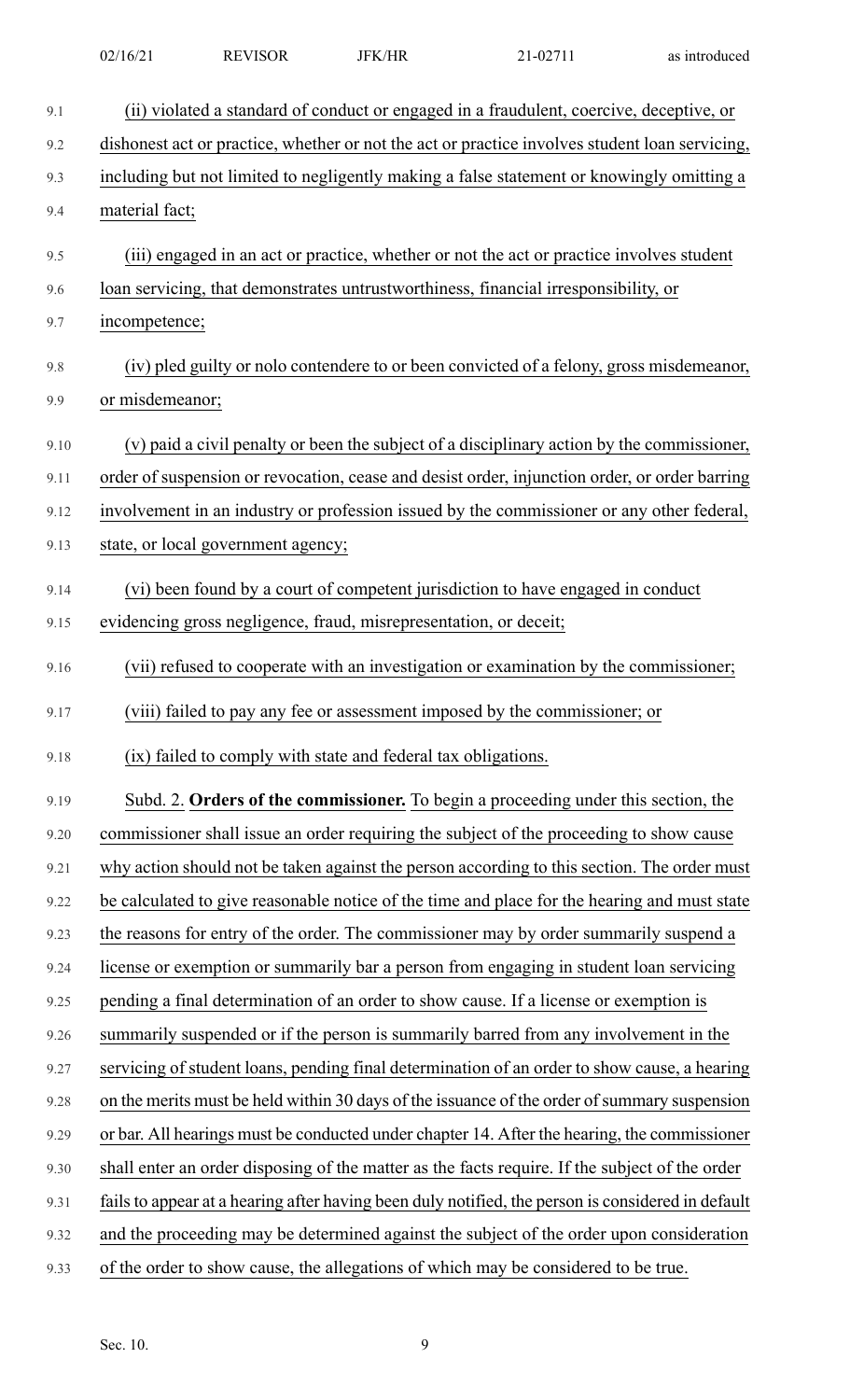(ii) violated a standard of conduct or engaged in a fraudulent, coercive, deceptive, or dishonest act or practice, whether or not the act or practice involves student loan servicing, including but not limited to negligently making a false statement or knowingly omitting a material fact;

(iii) engaged in an act or practice, whether or not the act or practice involves student loan servicing, that demonstrates untrustworthiness, financial irresponsibility, or incompetence;

(iv) pled guilty or nolo contendere to or been convicted of a felony, gross misdemeanor, or misdemeanor;

(v) paid a civil penalty or been the subject of a disciplinary action by the commissioner, order of suspension or revocation, cease and desist order, injunction order, or order barring involvement in an industry or profession issued by the commissioner or any other federal, state, or local government agency;

(vi) been found by a court of competent jurisdiction to have engaged in conduct evidencing gross negligence, fraud, misrepresentation, or deceit;

(vii) refused to cooperate with an investigation or examination by the commissioner;

(viii) failed to pay any fee or assessment imposed by the commissioner; or

(ix) failed to comply with state and federal tax obligations.

Subd. 2. **Orders of the commissioner.** To begin a proceeding under this section, the commissioner shall issue an order requiring the subject of the proceeding to show cause why action should not be taken against the person according to this section. The order must be calculated to give reasonable notice of the time and place for the hearing and must state the reasons for entry of the order. The commissioner may by order summarily suspend a license or exemption or summarily bar a person from engaging in student loan servicing pending a final determination of an order to show cause. If a license or exemption is summarily suspended or if the person is summarily barred from any involvement in the servicing of student loans, pending final determination of an order to show cause, a hearing on the merits must be held within 30 days of the issuance of the order of summary suspension or bar. All hearings must be conducted under chapter 14. After the hearing, the commissioner shall enter an order disposing of the matter as the facts require. If the subject of the order fails to appear at a hearing after having been duly notified, the person is considered in default and the proceeding may be determined against the subject of the order upon consideration of the order to show cause, the allegations of which may be considered to be true.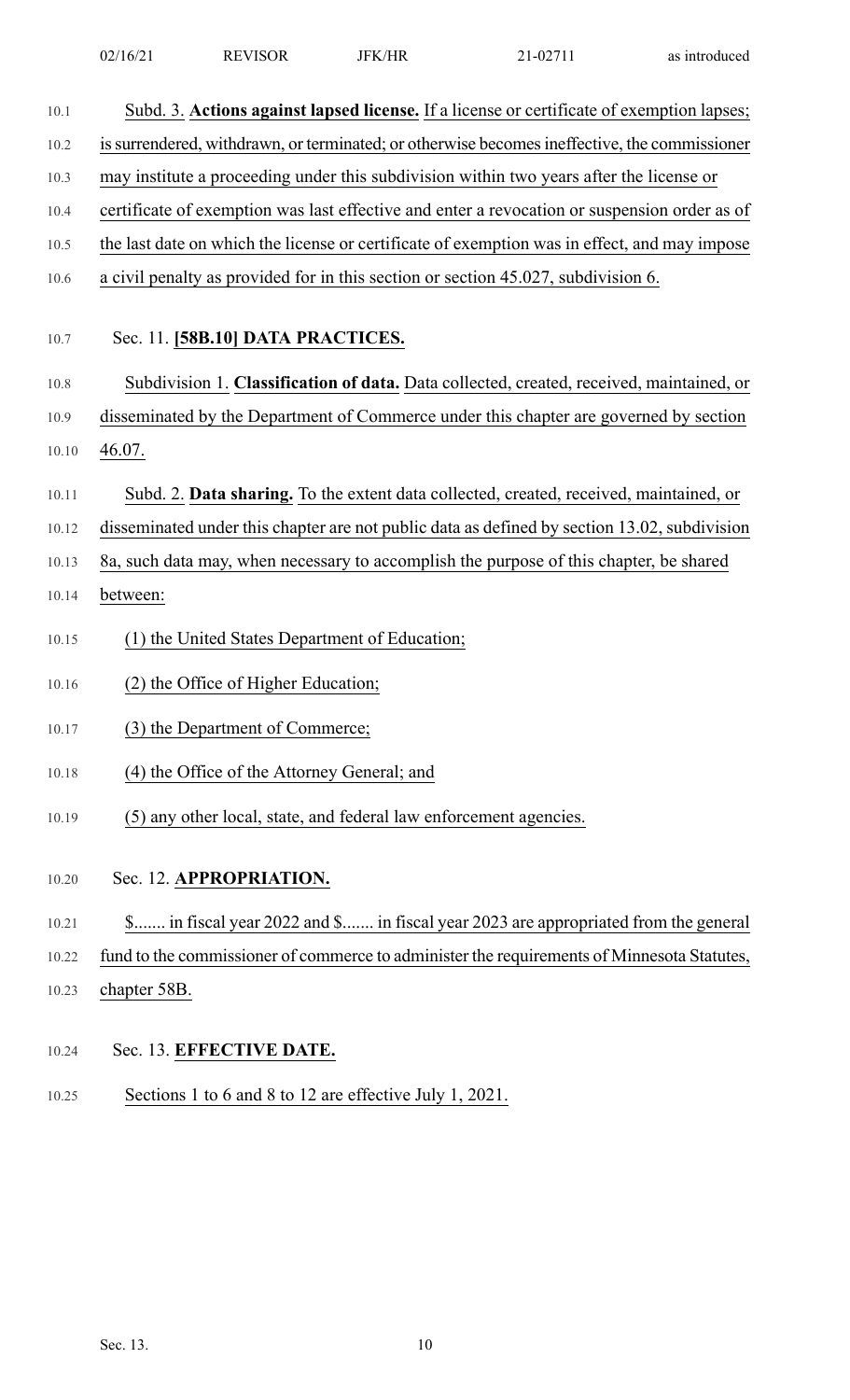Subd. 3. **Actions against lapsed license.** If a license or certificate of exemption lapses; is surrendered, withdrawn, or terminated; or otherwise becomes ineffective, the commissioner may institute a proceeding under this subdivision within two years after the license or certificate of exemption was last effective and enter a revocation or suspension order as of the last date on which the license or certificate of exemption was in effect, and may impose a civil penalty as provided for in this section or section 45.027, subdivision 6.

Sec. 11. **[58B.10] DATA PRACTICES.**

Subdivision 1. **Classification of data.** Data collected, created, received, maintained, or disseminated by the Department of Commerce under this chapter are governed by section 46.07.

Subd. 2. **Data sharing.** To the extent data collected, created, received, maintained, or disseminated under this chapter are not public data as defined by section 13.02, subdivision 8a, such data may, when necessary to accomplish the purpose of this chapter, be shared between:

(1) the United States Department of Education;

(2) the Office of Higher Education;

(3) the Department of Commerce;

(4) the Office of the Attorney General; and

(5) any other local, state, and federal law enforcement agencies.

Sec. 12. **APPROPRIATION.**

$....... in fiscal year 2022 and $....... in fiscal year 2023 are appropriated from the general fund to the commissioner of commerce to administer the requirements of Minnesota Statutes, chapter 58B.

Sec. 13. **EFFECTIVE DATE.**

Sections 1 to 6 and 8 to 12 are effective July 1, 2021.